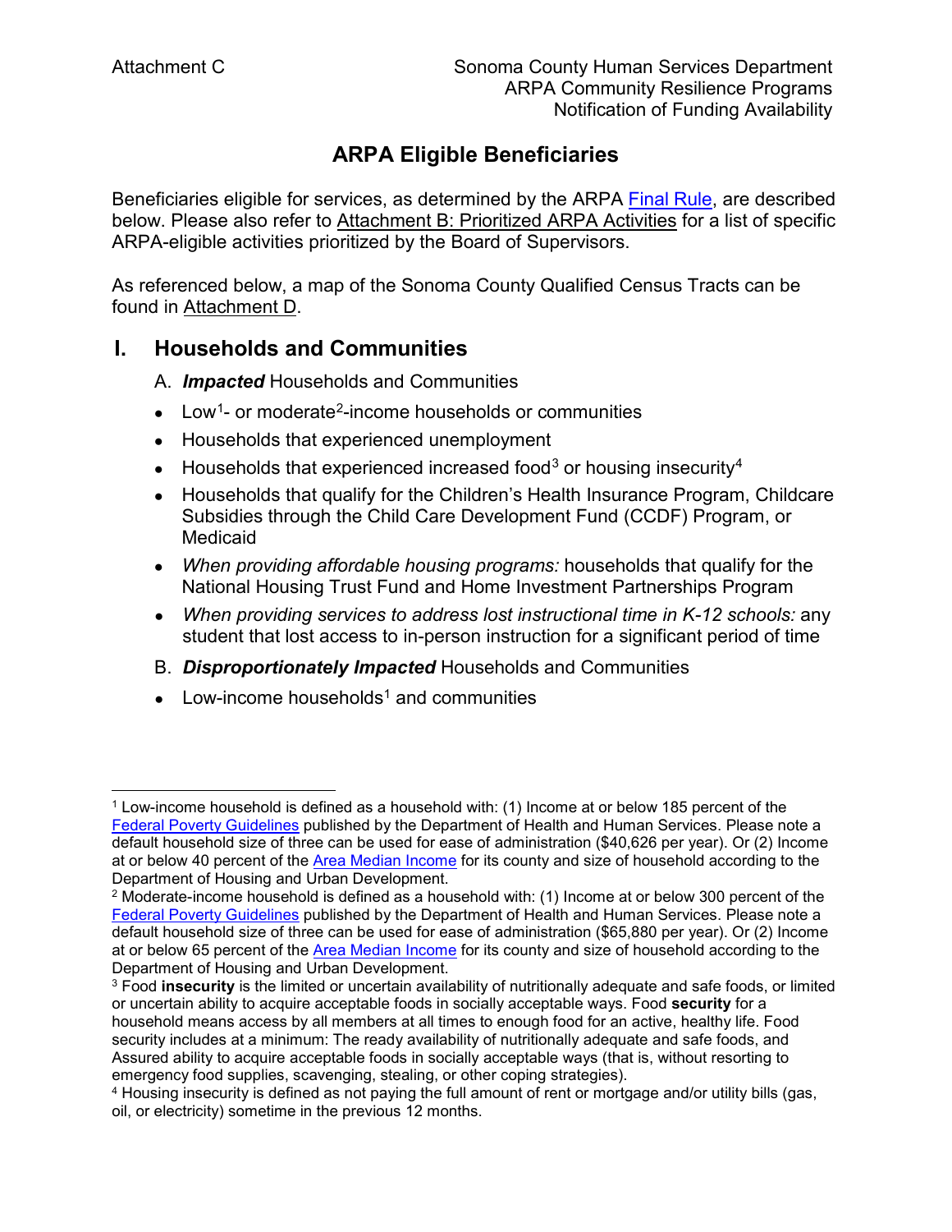Attachment C

Sonoma County Human Services Department
ARPA Community Resilience Programs
Notification of Funding Availability

# ARPA Eligible Beneficiaries

Beneficiaries eligible for services, as determined by the ARPA Final Rule, are described below. Please also refer to Attachment B: Prioritized ARPA Activities for a list of specific ARPA-eligible activities prioritized by the Board of Supervisors.

As referenced below, a map of the Sonoma County Qualified Census Tracts can be found in Attachment D.

## I. Households and Communities

A. ***Impacted*** Households and Communities

- Low[1]- or moderate[2]-income households or communities
- Households that experienced unemployment
- Households that experienced increased food[3] or housing insecurity[4]
- Households that qualify for the Children's Health Insurance Program, Childcare Subsidies through the Child Care Development Fund (CCDF) Program, or Medicaid
- *When providing affordable housing programs:* households that qualify for the National Housing Trust Fund and Home Investment Partnerships Program
- *When providing services to address lost instructional time in K-12 schools:* any student that lost access to in-person instruction for a significant period of time

B. ***Disproportionately Impacted*** Households and Communities

- Low-income households[1] and communities

---

[1] Low-income household is defined as a household with: (1) Income at or below 185 percent of the Federal Poverty Guidelines published by the Department of Health and Human Services. Please note a default household size of three can be used for ease of administration ($40,626 per year). Or (2) Income at or below 40 percent of the Area Median Income for its county and size of household according to the Department of Housing and Urban Development.

[2] Moderate-income household is defined as a household with: (1) Income at or below 300 percent of the Federal Poverty Guidelines published by the Department of Health and Human Services. Please note a default household size of three can be used for ease of administration ($65,880 per year). Or (2) Income at or below 65 percent of the Area Median Income for its county and size of household according to the Department of Housing and Urban Development.

[3] Food **insecurity** is the limited or uncertain availability of nutritionally adequate and safe foods, or limited or uncertain ability to acquire acceptable foods in socially acceptable ways. Food **security** for a household means access by all members at all times to enough food for an active, healthy life. Food security includes at a minimum: The ready availability of nutritionally adequate and safe foods, and Assured ability to acquire acceptable foods in socially acceptable ways (that is, without resorting to emergency food supplies, scavenging, stealing, or other coping strategies).

[4] Housing insecurity is defined as not paying the full amount of rent or mortgage and/or utility bills (gas, oil, or electricity) sometime in the previous 12 months.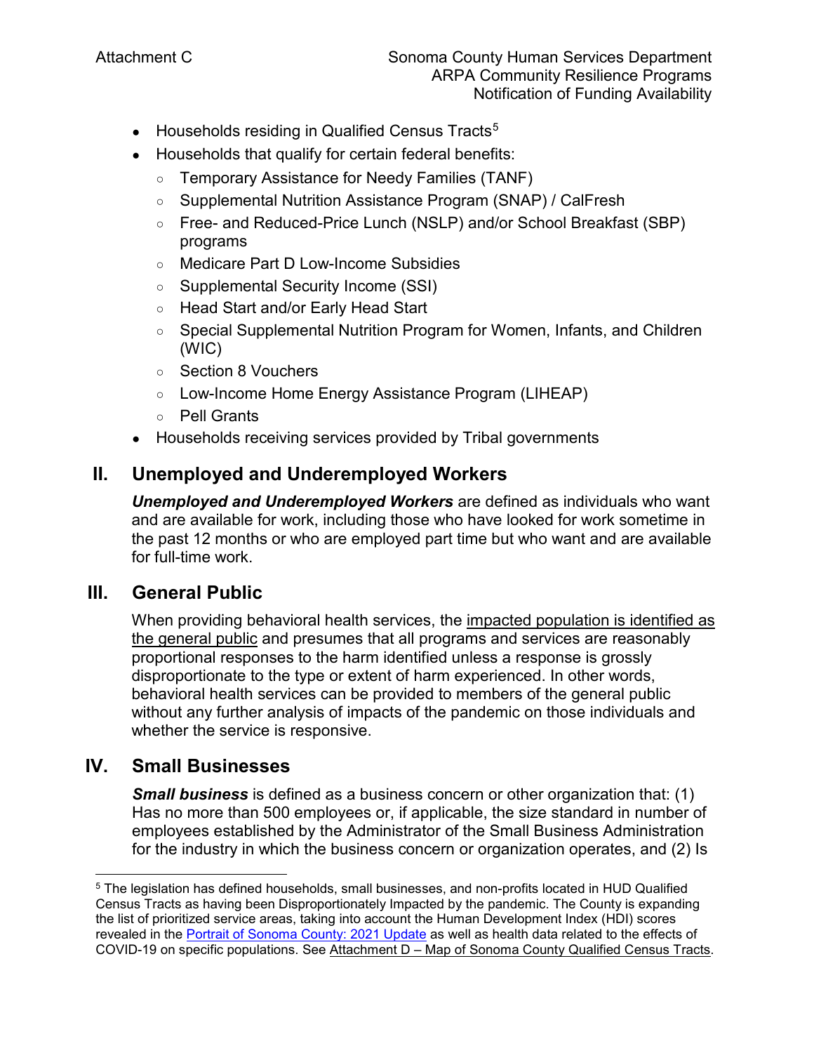- Households residing in Qualified Census Tracts[5]
- Households that qualify for certain federal benefits:
  - Temporary Assistance for Needy Families (TANF)
  - Supplemental Nutrition Assistance Program (SNAP) / CalFresh
  - Free- and Reduced-Price Lunch (NSLP) and/or School Breakfast (SBP) programs
  - Medicare Part D Low-Income Subsidies
  - Supplemental Security Income (SSI)
  - Head Start and/or Early Head Start
  - Special Supplemental Nutrition Program for Women, Infants, and Children (WIC)
  - Section 8 Vouchers
  - Low-Income Home Energy Assistance Program (LIHEAP)
  - Pell Grants
- Households receiving services provided by Tribal governments

## II. Unemployed and Underemployed Workers

***Unemployed and Underemployed Workers*** are defined as individuals who want and are available for work, including those who have looked for work sometime in the past 12 months or who are employed part time but who want and are available for full-time work.

## III. General Public

When providing behavioral health services, the impacted population is identified as the general public and presumes that all programs and services are reasonably proportional responses to the harm identified unless a response is grossly disproportionate to the type or extent of harm experienced. In other words, behavioral health services can be provided to members of the general public without any further analysis of impacts of the pandemic on those individuals and whether the service is responsive.

## IV. Small Businesses

***Small business*** is defined as a business concern or other organization that: (1) Has no more than 500 employees or, if applicable, the size standard in number of employees established by the Administrator of the Small Business Administration for the industry in which the business concern or organization operates, and (2) Is

---

[5] The legislation has defined households, small businesses, and non-profits located in HUD Qualified Census Tracts as having been Disproportionately Impacted by the pandemic. The County is expanding the list of prioritized service areas, taking into account the Human Development Index (HDI) scores revealed in the Portrait of Sonoma County: 2021 Update as well as health data related to the effects of COVID-19 on specific populations. See Attachment D – Map of Sonoma County Qualified Census Tracts.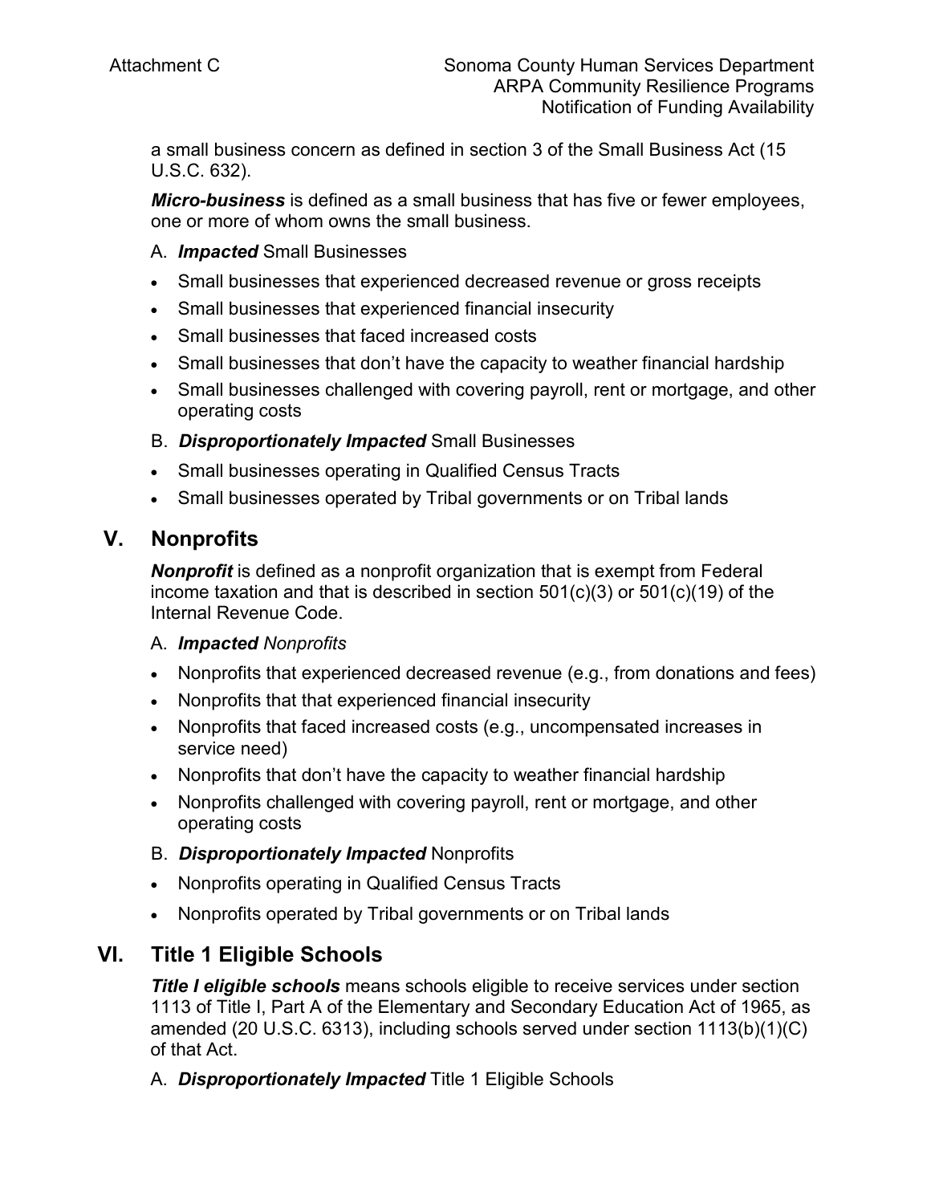a small business concern as defined in section 3 of the Small Business Act (15 U.S.C. 632).

***Micro-business*** is defined as a small business that has five or fewer employees, one or more of whom owns the small business.

A. ***Impacted*** Small Businesses

- Small businesses that experienced decreased revenue or gross receipts
- Small businesses that experienced financial insecurity
- Small businesses that faced increased costs
- Small businesses that don't have the capacity to weather financial hardship
- Small businesses challenged with covering payroll, rent or mortgage, and other operating costs

B. ***Disproportionately Impacted*** Small Businesses

- Small businesses operating in Qualified Census Tracts
- Small businesses operated by Tribal governments or on Tribal lands

## V. Nonprofits

***Nonprofit*** is defined as a nonprofit organization that is exempt from Federal income taxation and that is described in section 501(c)(3) or 501(c)(19) of the Internal Revenue Code.

A. ***Impacted*** *Nonprofits*

- Nonprofits that experienced decreased revenue (e.g., from donations and fees)
- Nonprofits that that experienced financial insecurity
- Nonprofits that faced increased costs (e.g., uncompensated increases in service need)
- Nonprofits that don't have the capacity to weather financial hardship
- Nonprofits challenged with covering payroll, rent or mortgage, and other operating costs

B. ***Disproportionately Impacted*** Nonprofits

- Nonprofits operating in Qualified Census Tracts
- Nonprofits operated by Tribal governments or on Tribal lands

## VI. Title 1 Eligible Schools

***Title I eligible schools*** means schools eligible to receive services under section 1113 of Title I, Part A of the Elementary and Secondary Education Act of 1965, as amended (20 U.S.C. 6313), including schools served under section 1113(b)(1)(C) of that Act.

A. ***Disproportionately Impacted*** Title 1 Eligible Schools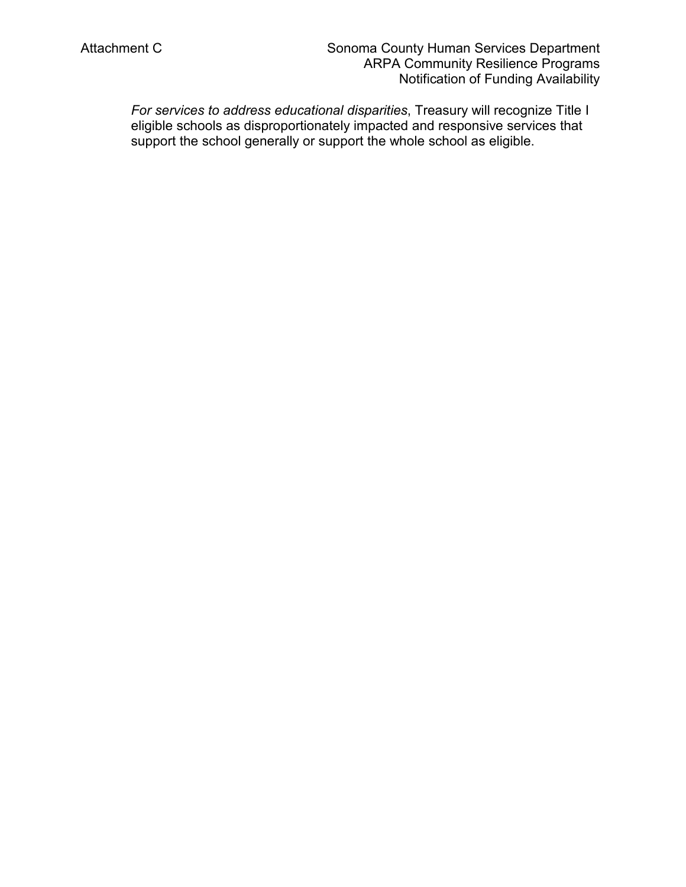*For services to address educational disparities*, Treasury will recognize Title I eligible schools as disproportionately impacted and responsive services that support the school generally or support the whole school as eligible.